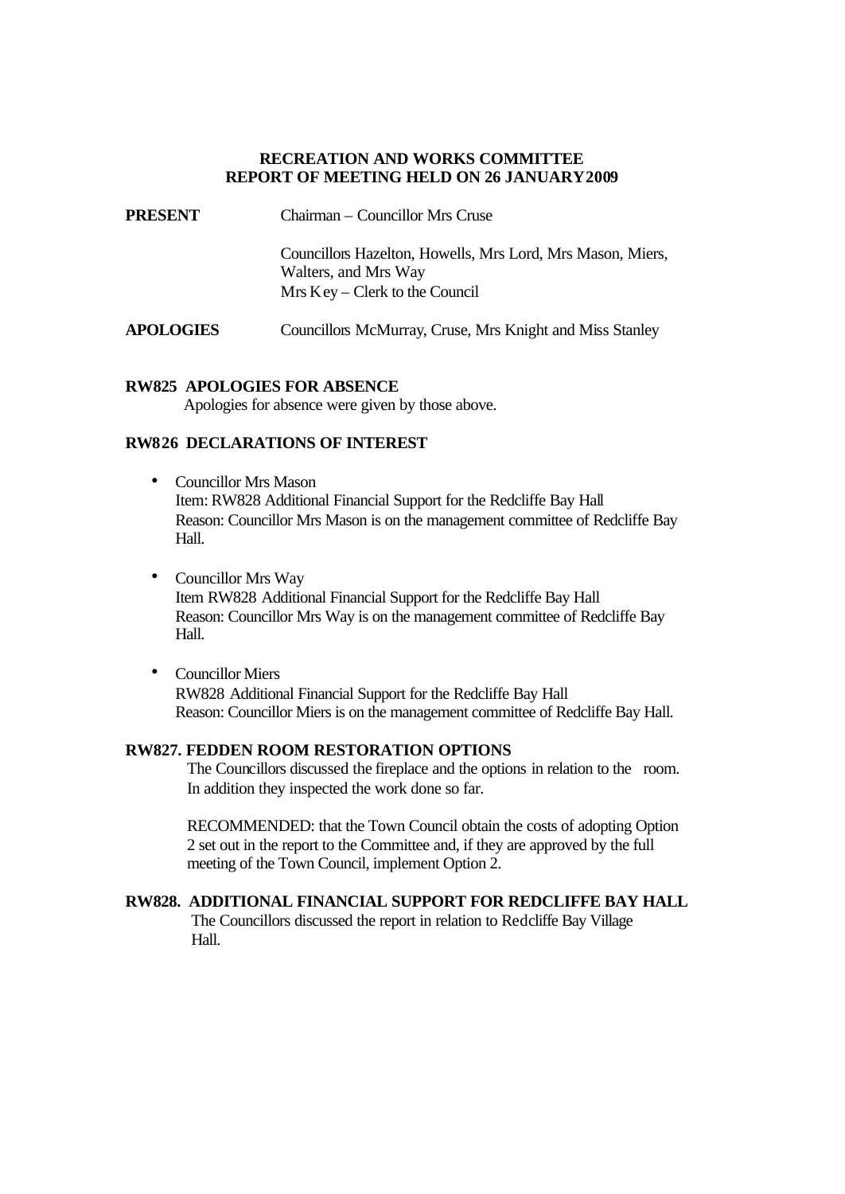**RECREATION AND WORKS COMMITTEE**
**REPORT OF MEETING HELD ON 26 JANUARY 2009**

**PRESENT** Chairman – Councillor Mrs Cruse

Councillors Hazelton, Howells, Mrs Lord, Mrs Mason, Miers, Walters, and Mrs Way
Mrs Key – Clerk to the Council

**APOLOGIES** Councillors McMurray, Cruse, Mrs Knight and Miss Stanley

**RW825 APOLOGIES FOR ABSENCE**

Apologies for absence were given by those above.

**RW826 DECLARATIONS OF INTEREST**

- Councillor Mrs Mason
  Item: RW828 Additional Financial Support for the Redcliffe Bay Hall
  Reason: Councillor Mrs Mason is on the management committee of Redcliffe Bay Hall.

- Councillor Mrs Way
  Item RW828 Additional Financial Support for the Redcliffe Bay Hall
  Reason: Councillor Mrs Way is on the management committee of Redcliffe Bay Hall.

- Councillor Miers
  RW828 Additional Financial Support for the Redcliffe Bay Hall
  Reason: Councillor Miers is on the management committee of Redcliffe Bay Hall.

**RW827. FEDDEN ROOM RESTORATION OPTIONS**

The Councillors discussed the fireplace and the options in relation to the room. In addition they inspected the work done so far.

RECOMMENDED: that the Town Council obtain the costs of adopting Option 2 set out in the report to the Committee and, if they are approved by the full meeting of the Town Council, implement Option 2.

**RW828. ADDITIONAL FINANCIAL SUPPORT FOR REDCLIFFE BAY HALL**

The Councillors discussed the report in relation to Redcliffe Bay Village Hall.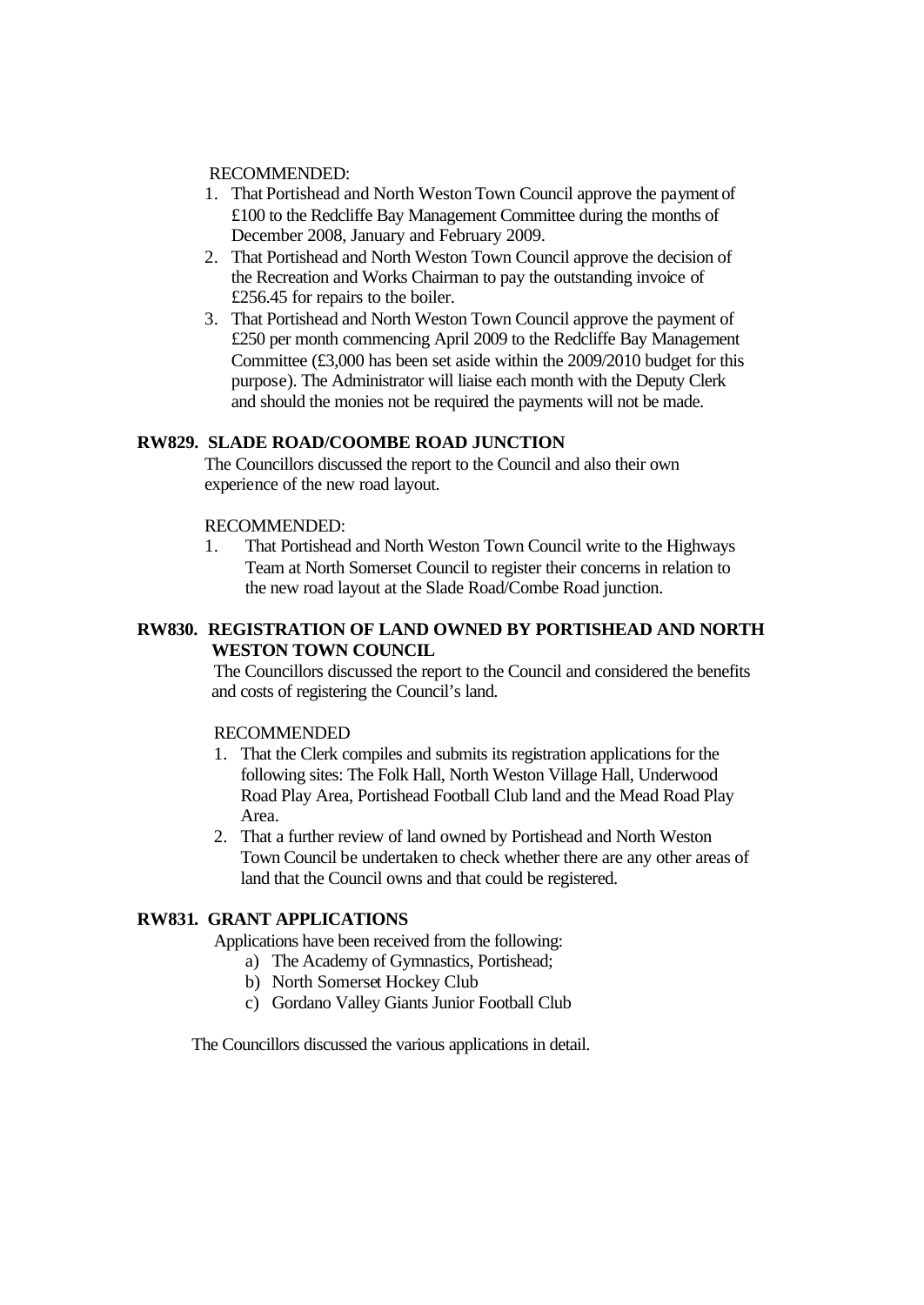RECOMMENDED:

1. That Portishead and North Weston Town Council approve the payment of £100 to the Redcliffe Bay Management Committee during the months of December 2008, January and February 2009.
2. That Portishead and North Weston Town Council approve the decision of the Recreation and Works Chairman to pay the outstanding invoice of £256.45 for repairs to the boiler.
3. That Portishead and North Weston Town Council approve the payment of £250 per month commencing April 2009 to the Redcliffe Bay Management Committee (£3,000 has been set aside within the 2009/2010 budget for this purpose). The Administrator will liaise each month with the Deputy Clerk and should the monies not be required the payments will not be made.

**RW829. SLADE ROAD/COOMBE ROAD JUNCTION**

The Councillors discussed the report to the Council and also their own experience of the new road layout.

RECOMMENDED:

1. That Portishead and North Weston Town Council write to the Highways Team at North Somerset Council to register their concerns in relation to the new road layout at the Slade Road/Combe Road junction.

**RW830. REGISTRATION OF LAND OWNED BY PORTISHEAD AND NORTH WESTON TOWN COUNCIL**

The Councillors discussed the report to the Council and considered the benefits and costs of registering the Council's land.

RECOMMENDED

1. That the Clerk compiles and submits its registration applications for the following sites: The Folk Hall, North Weston Village Hall, Underwood Road Play Area, Portishead Football Club land and the Mead Road Play Area.
2. That a further review of land owned by Portishead and North Weston Town Council be undertaken to check whether there are any other areas of land that the Council owns and that could be registered.

**RW831. GRANT APPLICATIONS**

Applications have been received from the following:

a) The Academy of Gymnastics, Portishead;
b) North Somerset Hockey Club
c) Gordano Valley Giants Junior Football Club

The Councillors discussed the various applications in detail.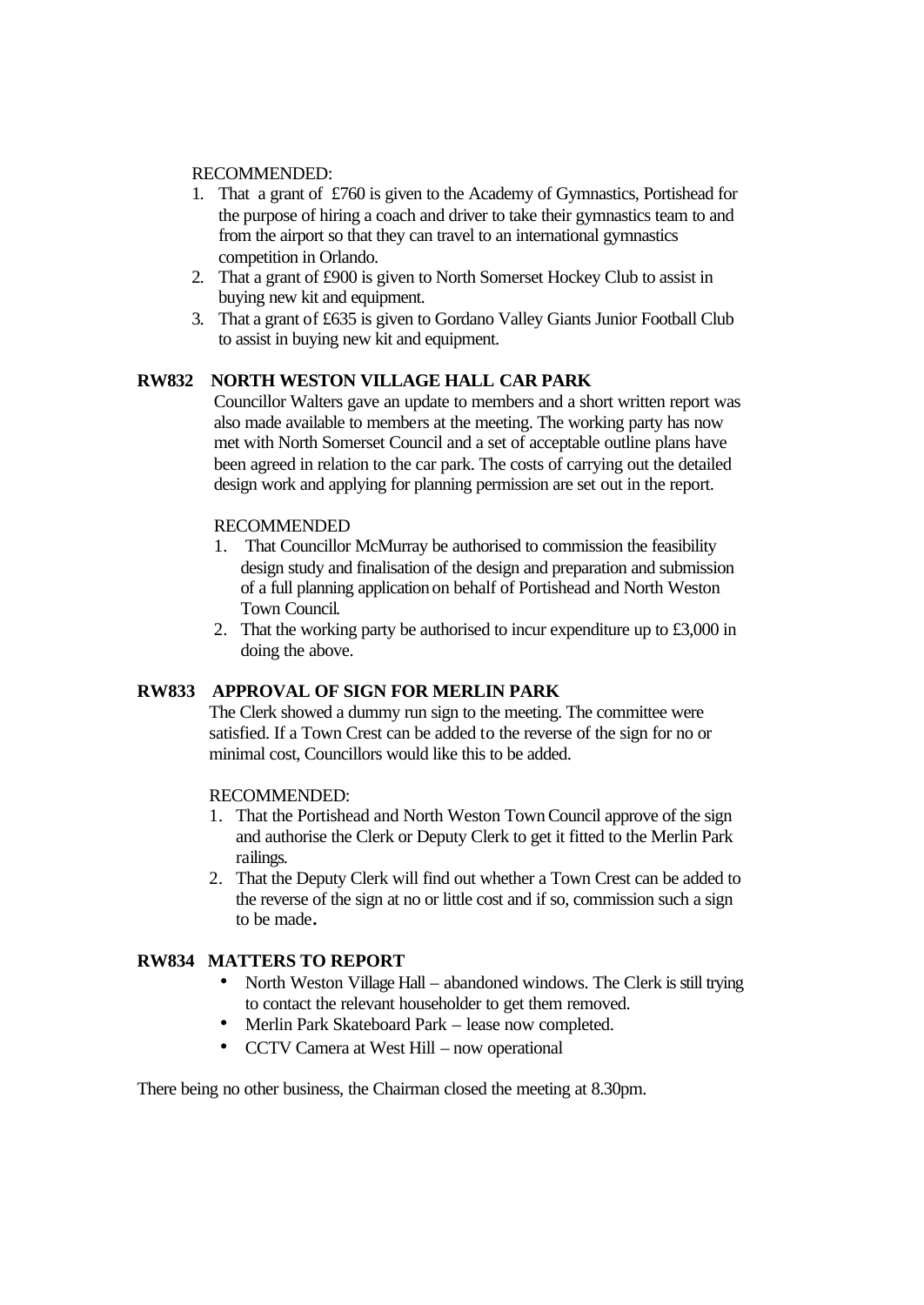RECOMMENDED:

1. That a grant of £760 is given to the Academy of Gymnastics, Portishead for the purpose of hiring a coach and driver to take their gymnastics team to and from the airport so that they can travel to an international gymnastics competition in Orlando.
2. That a grant of £900 is given to North Somerset Hockey Club to assist in buying new kit and equipment.
3. That a grant of £635 is given to Gordano Valley Giants Junior Football Club to assist in buying new kit and equipment.

**RW832 NORTH WESTON VILLAGE HALL CAR PARK**

Councillor Walters gave an update to members and a short written report was also made available to members at the meeting. The working party has now met with North Somerset Council and a set of acceptable outline plans have been agreed in relation to the car park. The costs of carrying out the detailed design work and applying for planning permission are set out in the report.

RECOMMENDED

1. That Councillor McMurray be authorised to commission the feasibility design study and finalisation of the design and preparation and submission of a full planning application on behalf of Portishead and North Weston Town Council.
2. That the working party be authorised to incur expenditure up to £3,000 in doing the above.

**RW833 APPROVAL OF SIGN FOR MERLIN PARK**

The Clerk showed a dummy run sign to the meeting. The committee were satisfied. If a Town Crest can be added to the reverse of the sign for no or minimal cost, Councillors would like this to be added.

RECOMMENDED:

1. That the Portishead and North Weston Town Council approve of the sign and authorise the Clerk or Deputy Clerk to get it fitted to the Merlin Park railings.
2. That the Deputy Clerk will find out whether a Town Crest can be added to the reverse of the sign at no or little cost and if so, commission such a sign to be made.

**RW834 MATTERS TO REPORT**

- North Weston Village Hall – abandoned windows. The Clerk is still trying to contact the relevant householder to get them removed.
- Merlin Park Skateboard Park – lease now completed.
- CCTV Camera at West Hill – now operational

There being no other business, the Chairman closed the meeting at 8.30pm.